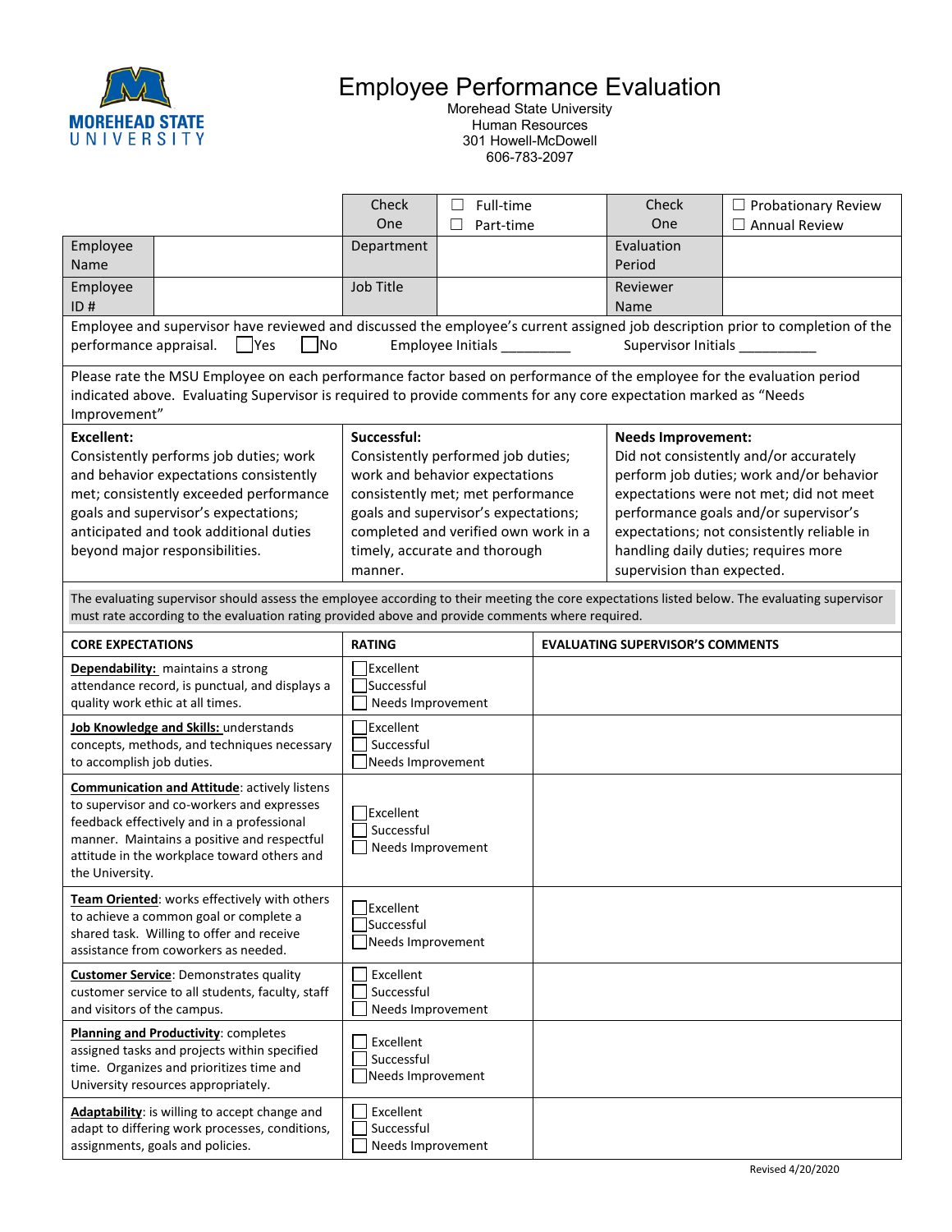# Employee Performance Evaluation

Morehead State University
Human Resources
301 Howell-McDowell
606-783-2097

| | | Check One | ☐ Full-time ☐ Part-time | Check One | ☐ Probationary Review ☐ Annual Review |
|---|---|---|---|---|---|
| Employee Name | | Department | | Evaluation Period | |
| Employee ID # | | Job Title | | Reviewer Name | |

Employee and supervisor have reviewed and discussed the employee's current assigned job description prior to completion of the performance appraisal. ☐ Yes ☐ No Employee Initials _________ Supervisor Initials __________

Please rate the MSU Employee on each performance factor based on performance of the employee for the evaluation period indicated above. Evaluating Supervisor is required to provide comments for any core expectation marked as "Needs Improvement"

| Excellent: | Successful: | Needs Improvement: |
|---|---|---|
| Consistently performs job duties; work and behavior expectations consistently met; consistently exceeded performance goals and supervisor's expectations; anticipated and took additional duties beyond major responsibilities. | Consistently performed job duties; work and behavior expectations consistently met; met performance goals and supervisor's expectations; completed and verified own work in a timely, accurate and thorough manner. | Did not consistently and/or accurately perform job duties; work and/or behavior expectations were not met; did not meet performance goals and/or supervisor's expectations; not consistently reliable in handling daily duties; requires more supervision than expected. |

The evaluating supervisor should assess the employee according to their meeting the core expectations listed below. The evaluating supervisor must rate according to the evaluation rating provided above and provide comments where required.

| CORE EXPECTATIONS | RATING | EVALUATING SUPERVISOR'S COMMENTS |
|---|---|---|
| **Dependability:** maintains a strong attendance record, is punctual, and displays a quality work ethic at all times. | ☐ Excellent<br>☐ Successful<br>☐ Needs Improvement | |
| **Job Knowledge and Skills:** understands concepts, methods, and techniques necessary to accomplish job duties. | ☐ Excellent<br>☐ Successful<br>☐ Needs Improvement | |
| **Communication and Attitude**: actively listens to supervisor and co-workers and expresses feedback effectively and in a professional manner. Maintains a positive and respectful attitude in the workplace toward others and the University. | ☐ Excellent<br>☐ Successful<br>☐ Needs Improvement | |
| **Team Oriented**: works effectively with others to achieve a common goal or complete a shared task. Willing to offer and receive assistance from coworkers as needed. | ☐ Excellent<br>☐ Successful<br>☐ Needs Improvement | |
| **Customer Service**: Demonstrates quality customer service to all students, faculty, staff and visitors of the campus. | ☐ Excellent<br>☐ Successful<br>☐ Needs Improvement | |
| **Planning and Productivity**: completes assigned tasks and projects within specified time. Organizes and prioritizes time and University resources appropriately. | ☐ Excellent<br>☐ Successful<br>☐ Needs Improvement | |
| **Adaptability**: is willing to accept change and adapt to differing work processes, conditions, assignments, goals and policies. | ☐ Excellent<br>☐ Successful<br>☐ Needs Improvement | |

Revised 4/20/2020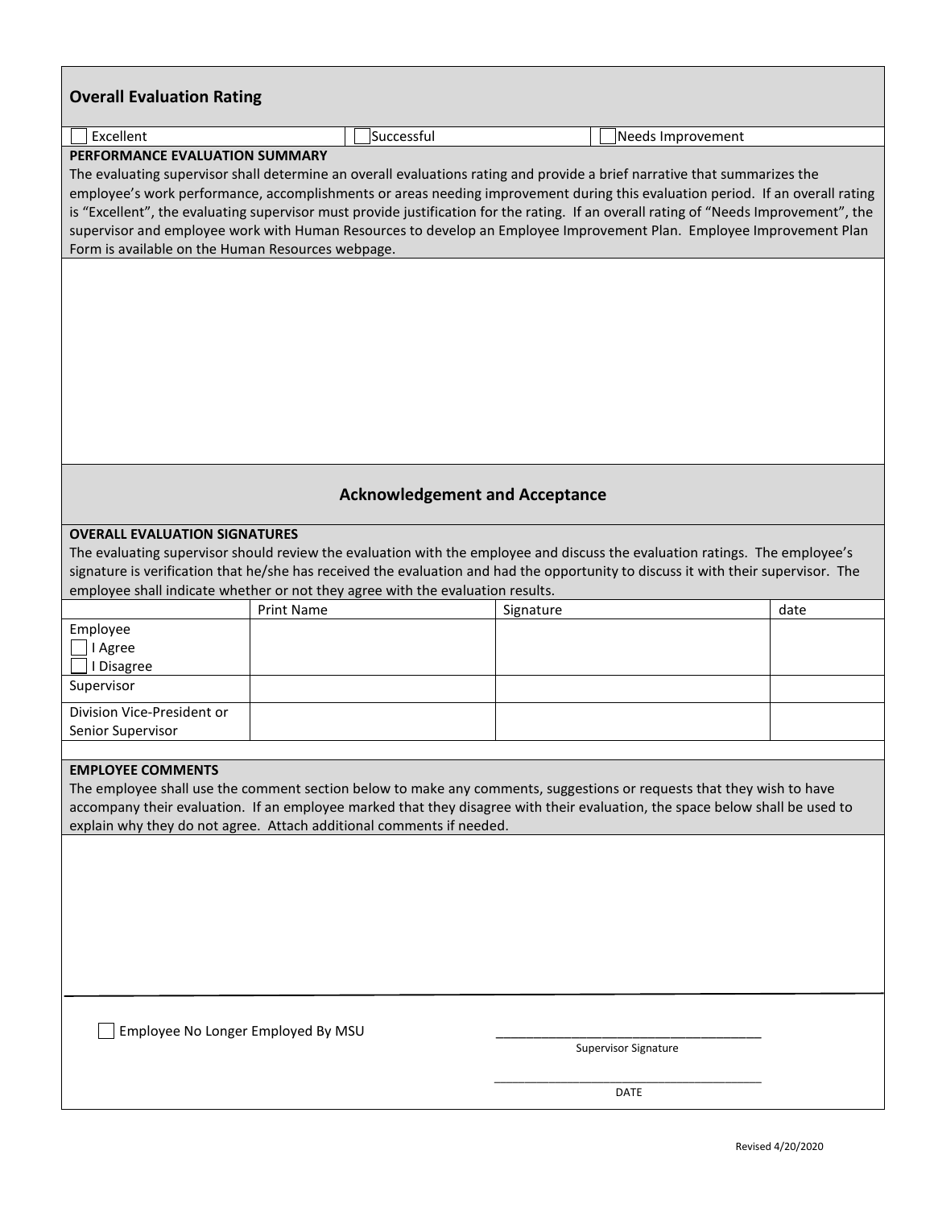## Overall Evaluation Rating

☐ Excellent ☐ Successful ☐ Needs Improvement

**PERFORMANCE EVALUATION SUMMARY**

The evaluating supervisor shall determine an overall evaluations rating and provide a brief narrative that summarizes the employee's work performance, accomplishments or areas needing improvement during this evaluation period. If an overall rating is "Excellent", the evaluating supervisor must provide justification for the rating. If an overall rating of "Needs Improvement", the supervisor and employee work with Human Resources to develop an Employee Improvement Plan. Employee Improvement Plan Form is available on the Human Resources webpage.

## Acknowledgement and Acceptance

**OVERALL EVALUATION SIGNATURES**

The evaluating supervisor should review the evaluation with the employee and discuss the evaluation ratings. The employee's signature is verification that he/she has received the evaluation and had the opportunity to discuss it with their supervisor. The employee shall indicate whether or not they agree with the evaluation results.

| | Print Name | Signature | date |
|---|---|---|---|
| Employee<br>☐ I Agree<br>☐ I Disagree | | | |
| Supervisor | | | |
| Division Vice-President or Senior Supervisor | | | |

**EMPLOYEE COMMENTS**

The employee shall use the comment section below to make any comments, suggestions or requests that they wish to have accompany their evaluation. If an employee marked that they disagree with their evaluation, the space below shall be used to explain why they do not agree. Attach additional comments if needed.

☐ Employee No Longer Employed By MSU

\_\_\_\_\_\_\_\_\_\_\_\_\_\_\_\_\_\_\_\_\_\_\_\_\_\_\_\_\_\_\_\_\_\_\_\_\_\_\_\_

Supervisor Signature

\_\_\_\_\_\_\_\_\_\_\_\_\_\_\_\_\_\_\_\_\_\_\_\_\_\_\_\_\_\_\_\_\_\_\_\_\_\_\_\_

DATE

Revised 4/20/2020